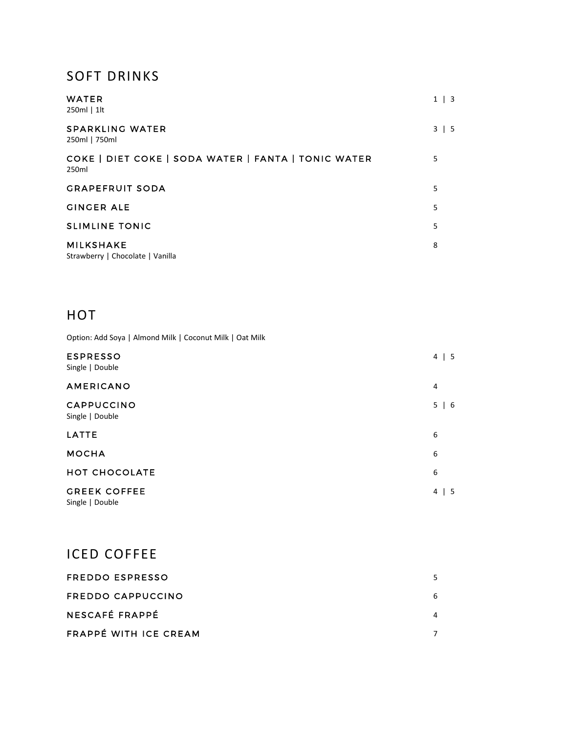## SOFT DRINKS

| | |
|---|---|
| **WATER**<br>250ml \| 1lt | 1 \| 3 |
| **SPARKLING WATER**<br>250ml \| 750ml | 3 \| 5 |
| **COKE \| DIET COKE \| SODA WATER \| FANTA \| TONIC WATER**<br>250ml | 5 |
| **GRAPEFRUIT SODA** | 5 |
| **GINGER ALE** | 5 |
| **SLIMLINE TONIC** | 5 |
| **MILKSHAKE**<br>Strawberry \| Chocolate \| Vanilla | 8 |

## HOT

Option: Add Soya | Almond Milk | Coconut Milk | Oat Milk

| | |
|---|---|
| **ESPRESSO**<br>Single \| Double | 4 \| 5 |
| **AMERICANO** | 4 |
| **CAPPUCCINO**<br>Single \| Double | 5 \| 6 |
| **LATTE** | 6 |
| **MOCHA** | 6 |
| **HOT CHOCOLATE** | 6 |
| **GREEK COFFEE**<br>Single \| Double | 4 \| 5 |

## ICED COFFEE

| | |
|---|---|
| **FREDDO ESPRESSO** | 5 |
| **FREDDO CAPPUCCINO** | 6 |
| **NESCAFÉ FRAPPÉ** | 4 |
| **FRAPPÉ WITH ICE CREAM** | 7 |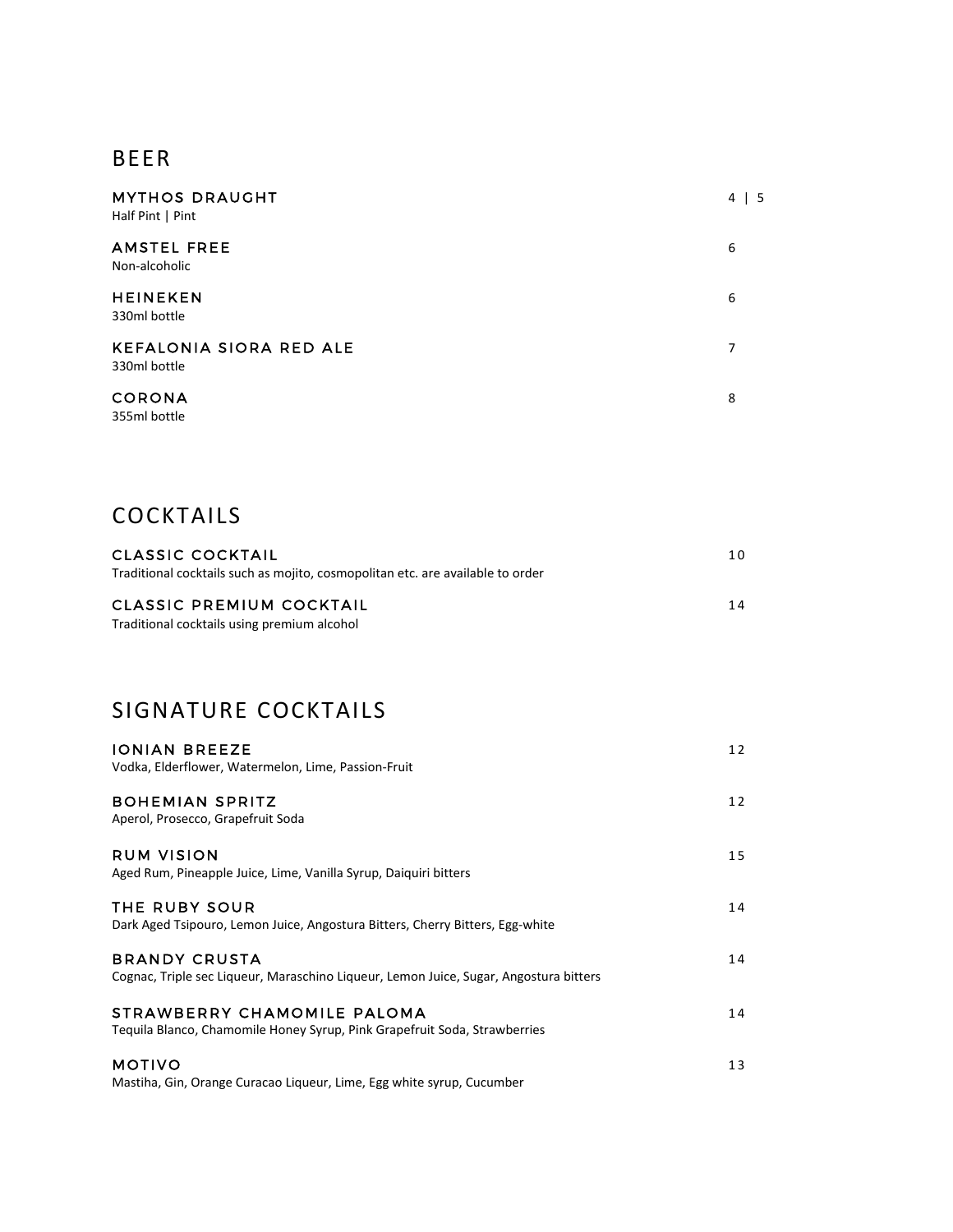## BEER

**MYTHOS DRAUGHT** 4 | 5
Half Pint | Pint

**AMSTEL FREE** 6
Non-alcoholic

**HEINEKEN** 6
330ml bottle

**KEFALONIA SIORA RED ALE** 7
330ml bottle

**CORONA** 8
355ml bottle

## COCKTAILS

**CLASSIC COCKTAIL** 10
Traditional cocktails such as mojito, cosmopolitan etc. are available to order

**CLASSIC PREMIUM COCKTAIL** 14
Traditional cocktails using premium alcohol

## SIGNATURE COCKTAILS

**IONIAN BREEZE** 12
Vodka, Elderflower, Watermelon, Lime, Passion-Fruit

**BOHEMIAN SPRITZ** 12
Aperol, Prosecco, Grapefruit Soda

**RUM VISION** 15
Aged Rum, Pineapple Juice, Lime, Vanilla Syrup, Daiquiri bitters

**THE RUBY SOUR** 14
Dark Aged Tsipouro, Lemon Juice, Angostura Bitters, Cherry Bitters, Egg-white

**BRANDY CRUSTA** 14
Cognac, Triple sec Liqueur, Maraschino Liqueur, Lemon Juice, Sugar, Angostura bitters

**STRAWBERRY CHAMOMILE PALOMA** 14
Tequila Blanco, Chamomile Honey Syrup, Pink Grapefruit Soda, Strawberries

**MOTIVO** 13
Mastiha, Gin, Orange Curacao Liqueur, Lime, Egg white syrup, Cucumber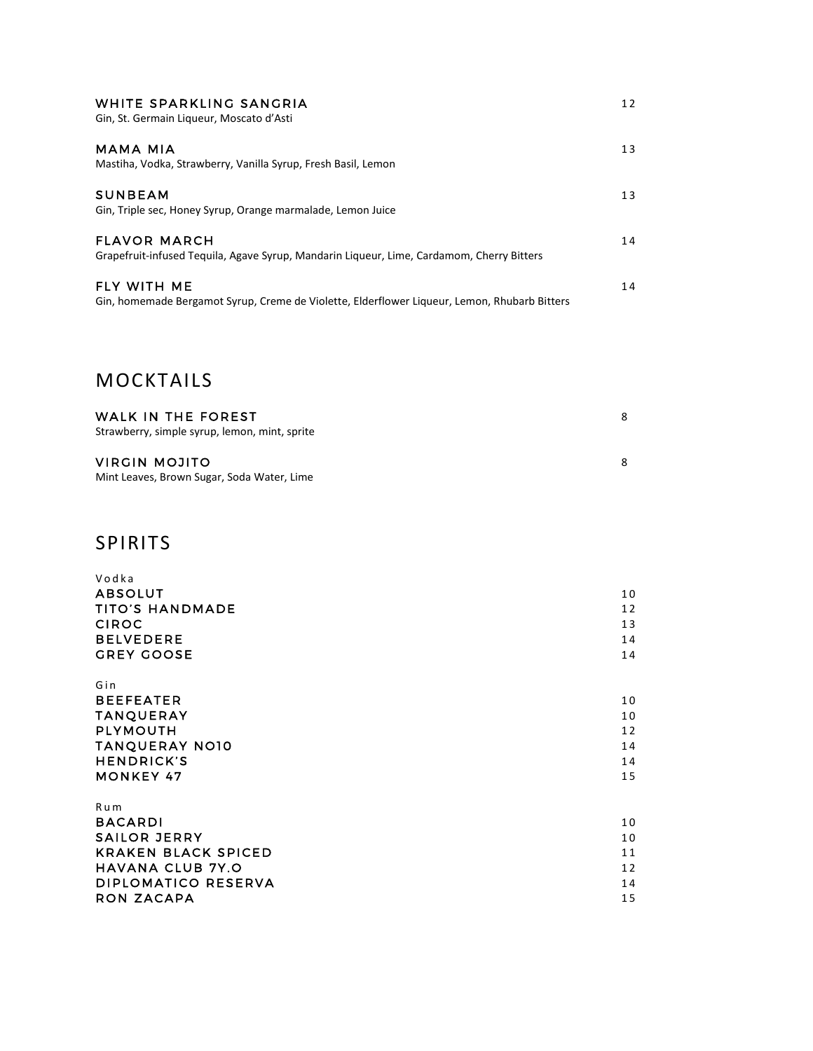**WHITE SPARKLING SANGRIA** 12
Gin, St. Germain Liqueur, Moscato d'Asti

**MAMA MIA** 13
Mastiha, Vodka, Strawberry, Vanilla Syrup, Fresh Basil, Lemon

**SUNBEAM** 13
Gin, Triple sec, Honey Syrup, Orange marmalade, Lemon Juice

**FLAVOR MARCH** 14
Grapefruit-infused Tequila, Agave Syrup, Mandarin Liqueur, Lime, Cardamom, Cherry Bitters

**FLY WITH ME** 14
Gin, homemade Bergamot Syrup, Creme de Violette, Elderflower Liqueur, Lemon, Rhubarb Bitters

## MOCKTAILS

**WALK IN THE FOREST** 8
Strawberry, simple syrup, lemon, mint, sprite

**VIRGIN MOJITO** 8
Mint Leaves, Brown Sugar, Soda Water, Lime

## SPIRITS

Vodka

| | |
|---|---|
| ABSOLUT | 10 |
| TITO'S HANDMADE | 12 |
| CIROC | 13 |
| BELVEDERE | 14 |
| GREY GOOSE | 14 |

Gin

| | |
|---|---|
| BEEFEATER | 10 |
| TANQUERAY | 10 |
| PLYMOUTH | 12 |
| TANQUERAY NO10 | 14 |
| HENDRICK'S | 14 |
| MONKEY 47 | 15 |

Rum

| | |
|---|---|
| BACARDI | 10 |
| SAILOR JERRY | 10 |
| KRAKEN BLACK SPICED | 11 |
| HAVANA CLUB 7Y.O | 12 |
| DIPLOMATICO RESERVA | 14 |
| RON ZACAPA | 15 |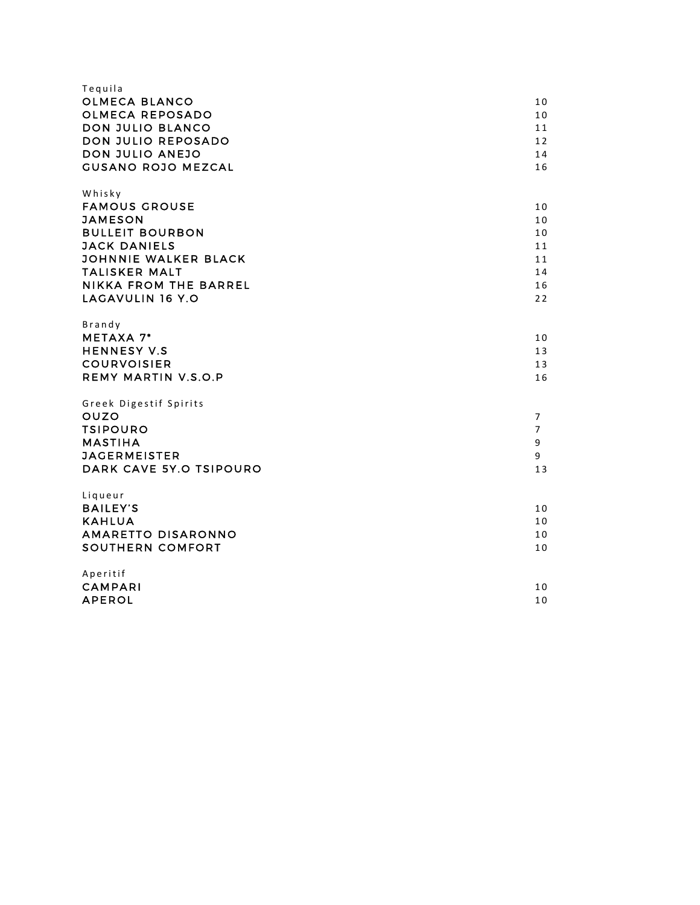## Tequila

| | |
|---|---|
| OLMECA BLANCO | 10 |
| OLMECA REPOSADO | 10 |
| DON JULIO BLANCO | 11 |
| DON JULIO REPOSADO | 12 |
| DON JULIO ANEJO | 14 |
| GUSANO ROJO MEZCAL | 16 |

## Whisky

| | |
|---|---|
| FAMOUS GROUSE | 10 |
| JAMESON | 10 |
| BULLEIT BOURBON | 10 |
| JACK DANIELS | 11 |
| JOHNNIE WALKER BLACK | 11 |
| TALISKER MALT | 14 |
| NIKKA FROM THE BARREL | 16 |
| LAGAVULIN 16 Y.O | 22 |

## Brandy

| | |
|---|---|
| METAXA 7* | 10 |
| HENNESY V.S | 13 |
| COURVOISIER | 13 |
| REMY MARTIN V.S.O.P | 16 |

## Greek Digestif Spirits

| | |
|---|---|
| OUZO | 7 |
| TSIPOURO | 7 |
| MASTIHA | 9 |
| JAGERMEISTER | 9 |
| DARK CAVE 5Y.O TSIPOURO | 13 |

## Liqueur

| | |
|---|---|
| BAILEY'S | 10 |
| KAHLUA | 10 |
| AMARETTO DISARONNO | 10 |
| SOUTHERN COMFORT | 10 |

## Aperitif

| | |
|---|---|
| CAMPARI | 10 |
| APEROL | 10 |